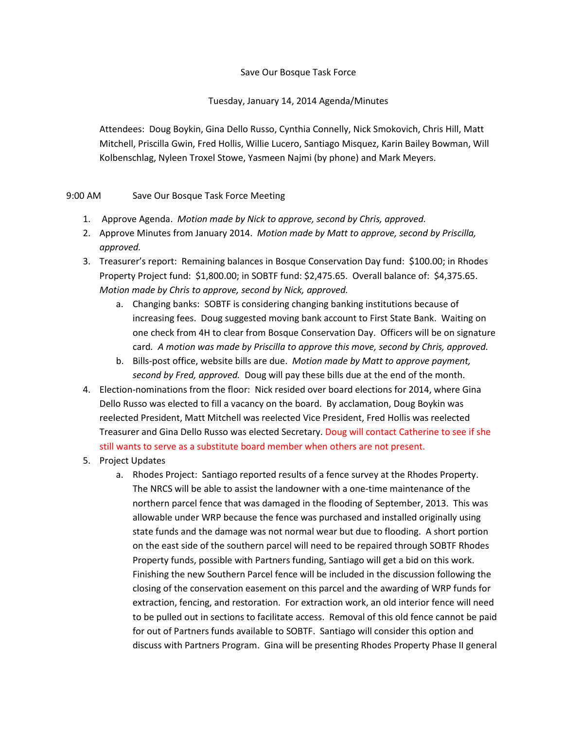Save Our Bosque Task Force

Tuesday, January 14, 2014 Agenda/Minutes

Attendees: Doug Boykin, Gina Dello Russo, Cynthia Connelly, Nick Smokovich, Chris Hill, Matt Mitchell, Priscilla Gwin, Fred Hollis, Willie Lucero, Santiago Misquez, Karin Bailey Bowman, Will Kolbenschlag, Nyleen Troxel Stowe, Yasmeen Najmi (by phone) and Mark Meyers.

9:00 AM Save Our Bosque Task Force Meeting

1. Approve Agenda. *Motion made by Nick to approve, second by Chris, approved.*
2. Approve Minutes from January 2014. *Motion made by Matt to approve, second by Priscilla, approved.*
3. Treasurer's report: Remaining balances in Bosque Conservation Day fund: $100.00; in Rhodes Property Project fund: $1,800.00; in SOBTF fund: $2,475.65. Overall balance of: $4,375.65. *Motion made by Chris to approve, second by Nick, approved.*
   a. Changing banks: SOBTF is considering changing banking institutions because of increasing fees. Doug suggested moving bank account to First State Bank. Waiting on one check from 4H to clear from Bosque Conservation Day. Officers will be on signature card. *A motion was made by Priscilla to approve this move, second by Chris, approved.*
   b. Bills-post office, website bills are due. *Motion made by Matt to approve payment, second by Fred, approved.* Doug will pay these bills due at the end of the month.
4. Election-nominations from the floor: Nick resided over board elections for 2014, where Gina Dello Russo was elected to fill a vacancy on the board. By acclamation, Doug Boykin was reelected President, Matt Mitchell was reelected Vice President, Fred Hollis was reelected Treasurer and Gina Dello Russo was elected Secretary. Doug will contact Catherine to see if she still wants to serve as a substitute board member when others are not present.
5. Project Updates
   a. Rhodes Project: Santiago reported results of a fence survey at the Rhodes Property. The NRCS will be able to assist the landowner with a one-time maintenance of the northern parcel fence that was damaged in the flooding of September, 2013. This was allowable under WRP because the fence was purchased and installed originally using state funds and the damage was not normal wear but due to flooding. A short portion on the east side of the southern parcel will need to be repaired through SOBTF Rhodes Property funds, possible with Partners funding, Santiago will get a bid on this work. Finishing the new Southern Parcel fence will be included in the discussion following the closing of the conservation easement on this parcel and the awarding of WRP funds for extraction, fencing, and restoration. For extraction work, an old interior fence will need to be pulled out in sections to facilitate access. Removal of this old fence cannot be paid for out of Partners funds available to SOBTF. Santiago will consider this option and discuss with Partners Program. Gina will be presenting Rhodes Property Phase II general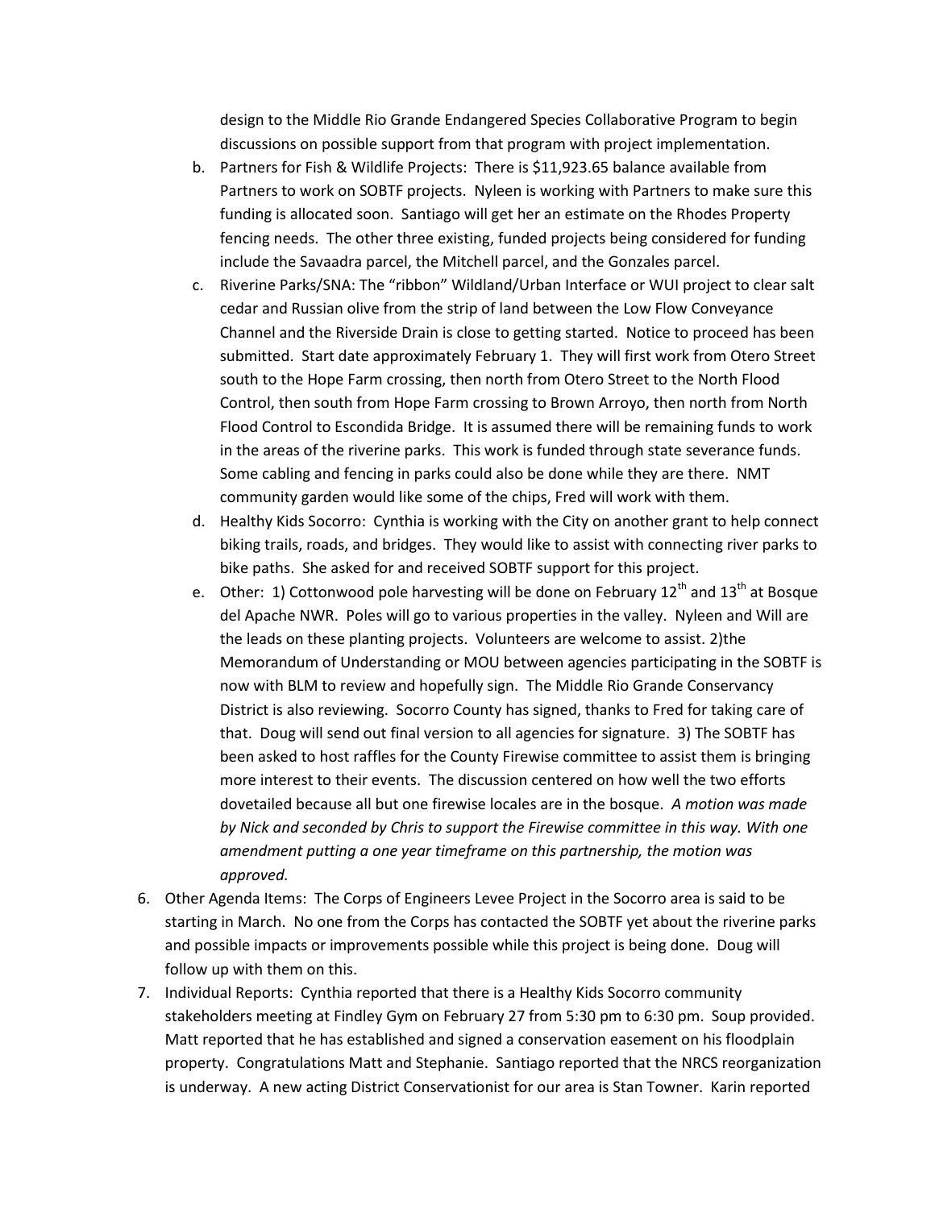design to the Middle Rio Grande Endangered Species Collaborative Program to begin discussions on possible support from that program with project implementation.

   b. Partners for Fish & Wildlife Projects: There is $11,923.65 balance available from Partners to work on SOBTF projects. Nyleen is working with Partners to make sure this funding is allocated soon. Santiago will get her an estimate on the Rhodes Property fencing needs. The other three existing, funded projects being considered for funding include the Savaadra parcel, the Mitchell parcel, and the Gonzales parcel.
   c. Riverine Parks/SNA: The "ribbon" Wildland/Urban Interface or WUI project to clear salt cedar and Russian olive from the strip of land between the Low Flow Conveyance Channel and the Riverside Drain is close to getting started. Notice to proceed has been submitted. Start date approximately February 1. They will first work from Otero Street south to the Hope Farm crossing, then north from Otero Street to the North Flood Control, then south from Hope Farm crossing to Brown Arroyo, then north from North Flood Control to Escondida Bridge. It is assumed there will be remaining funds to work in the areas of the riverine parks. This work is funded through state severance funds. Some cabling and fencing in parks could also be done while they are there. NMT community garden would like some of the chips, Fred will work with them.
   d. Healthy Kids Socorro: Cynthia is working with the City on another grant to help connect biking trails, roads, and bridges. They would like to assist with connecting river parks to bike paths. She asked for and received SOBTF support for this project.
   e. Other: 1) Cottonwood pole harvesting will be done on February 12th and 13th at Bosque del Apache NWR. Poles will go to various properties in the valley. Nyleen and Will are the leads on these planting projects. Volunteers are welcome to assist. 2)the Memorandum of Understanding or MOU between agencies participating in the SOBTF is now with BLM to review and hopefully sign. The Middle Rio Grande Conservancy District is also reviewing. Socorro County has signed, thanks to Fred for taking care of that. Doug will send out final version to all agencies for signature. 3) The SOBTF has been asked to host raffles for the County Firewise committee to assist them is bringing more interest to their events. The discussion centered on how well the two efforts dovetailed because all but one firewise locales are in the bosque. *A motion was made by Nick and seconded by Chris to support the Firewise committee in this way. With one amendment putting a one year timeframe on this partnership, the motion was approved.*

6. Other Agenda Items: The Corps of Engineers Levee Project in the Socorro area is said to be starting in March. No one from the Corps has contacted the SOBTF yet about the riverine parks and possible impacts or improvements possible while this project is being done. Doug will follow up with them on this.
7. Individual Reports: Cynthia reported that there is a Healthy Kids Socorro community stakeholders meeting at Findley Gym on February 27 from 5:30 pm to 6:30 pm. Soup provided. Matt reported that he has established and signed a conservation easement on his floodplain property. Congratulations Matt and Stephanie. Santiago reported that the NRCS reorganization is underway. A new acting District Conservationist for our area is Stan Towner. Karin reported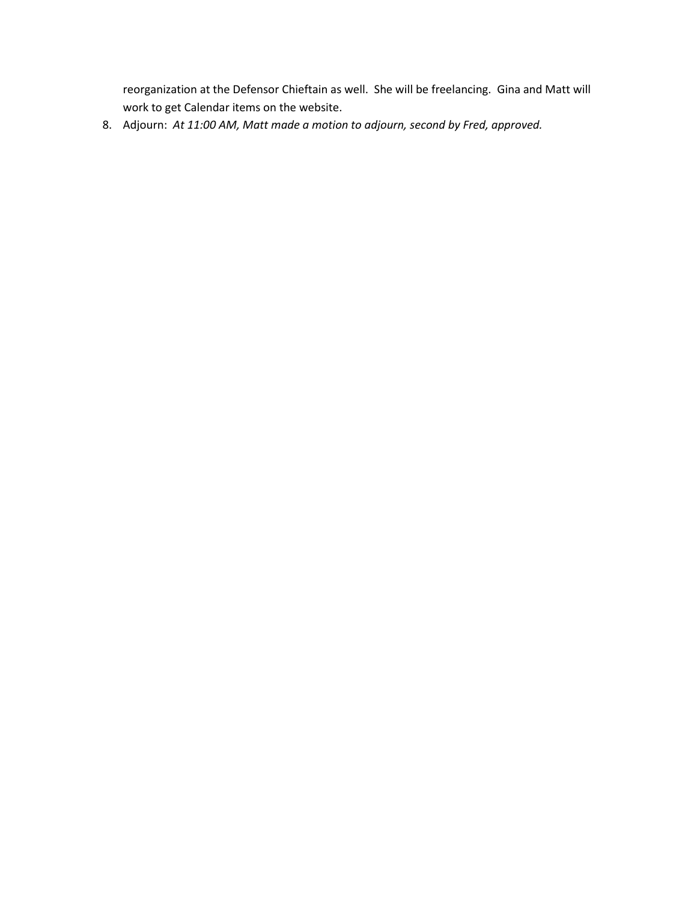reorganization at the Defensor Chieftain as well. She will be freelancing. Gina and Matt will work to get Calendar items on the website.

8. Adjourn: *At 11:00 AM, Matt made a motion to adjourn, second by Fred, approved.*